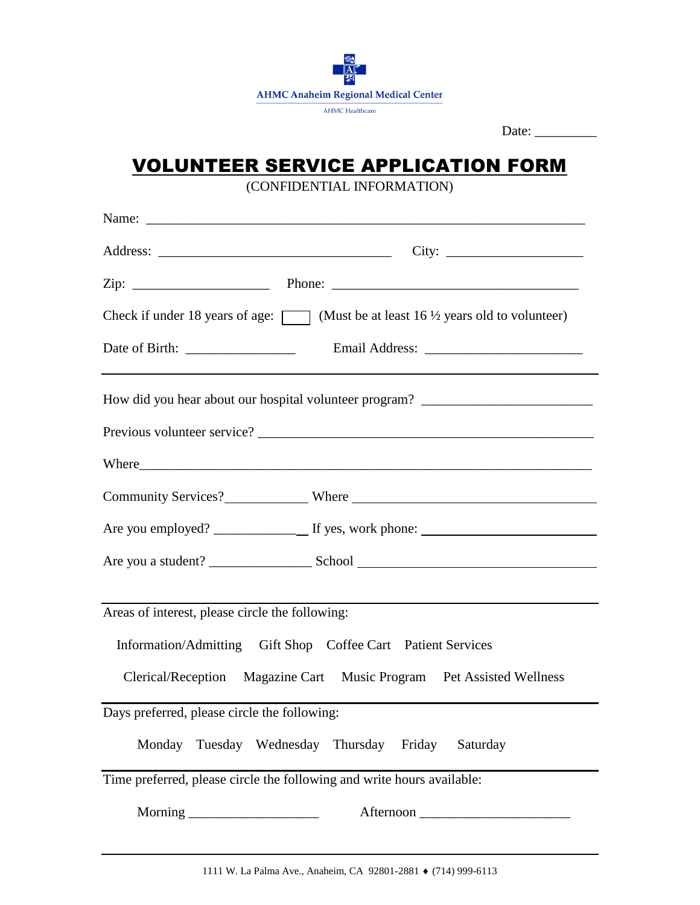AHMC Anaheim Regional Medical Center

AHMC Healthcare

Date: _________

# VOLUNTEER SERVICE APPLICATION FORM

(CONFIDENTIAL INFORMATION)

Name: ___________________________________________________________

Address: ________________________________ City: ___________________

Zip: ___________________ Phone: __________________________________

Check if under 18 years of age: ☐ (Must be at least 16 ½ years old to volunteer)

Date of Birth: _______________ Email Address: _____________________

---

How did you hear about our hospital volunteer program? _______________________

Previous volunteer service? ______________________________________________

Where____________________________________________________________

Community Services?____________ Where __________________________________

Are you employed? _____________ If yes, work phone: ________________________

Are you a student? _______________ School ________________________________

---

Areas of interest, please circle the following:

Information/Admitting Gift Shop Coffee Cart Patient Services

Clerical/Reception Magazine Cart Music Program Pet Assisted Wellness

---

Days preferred, please circle the following:

Monday Tuesday Wednesday Thursday Friday Saturday

---

Time preferred, please circle the following and write hours available:

Morning __________________ Afternoon _____________________

---

1111 W. La Palma Ave., Anaheim, CA 92801-2881 ♦ (714) 999-6113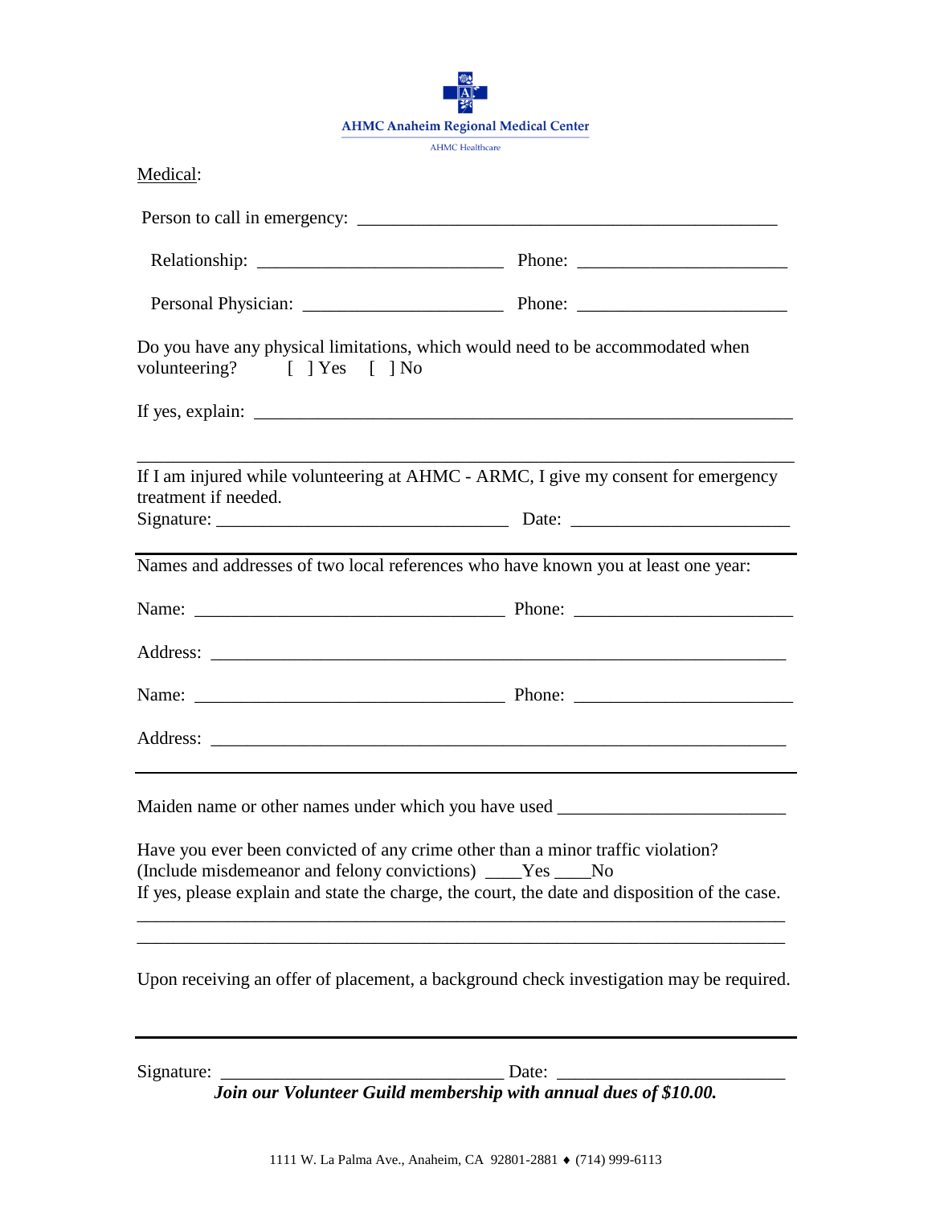AHMC Anaheim Regional Medical Center

AHMC Healthcare

Medical:

Person to call in emergency: ________________________________________________

Relationship: ____________________________ Phone: ________________________

Personal Physician: ______________________ Phone: ________________________

Do you have any physical limitations, which would need to be accommodated when volunteering? [ ] Yes [ ] No

If yes, explain: ___________________________________________________________

___________________________________________________________________________

If I am injured while volunteering at AHMC - ARMC, I give my consent for emergency treatment if needed.

Signature: _________________________________ Date: ________________________

---

Names and addresses of two local references who have known you at least one year:

Name: ___________________________________ Phone: ________________________

Address: _________________________________________________________________

Name: ___________________________________ Phone: ________________________

Address: _________________________________________________________________

---

Maiden name or other names under which you have used ________________________

Have you ever been convicted of any crime other than a minor traffic violation? (Include misdemeanor and felony convictions) ____Yes ____No

If yes, please explain and state the charge, the court, the date and disposition of the case.

___________________________________________________________________________

___________________________________________________________________________

Upon receiving an offer of placement, a background check investigation may be required.

---

Signature: _______________________________ Date: ________________________

***Join our Volunteer Guild membership with annual dues of $10.00.***

1111 W. La Palma Ave., Anaheim, CA 92801-2881 ♦ (714) 999-6113